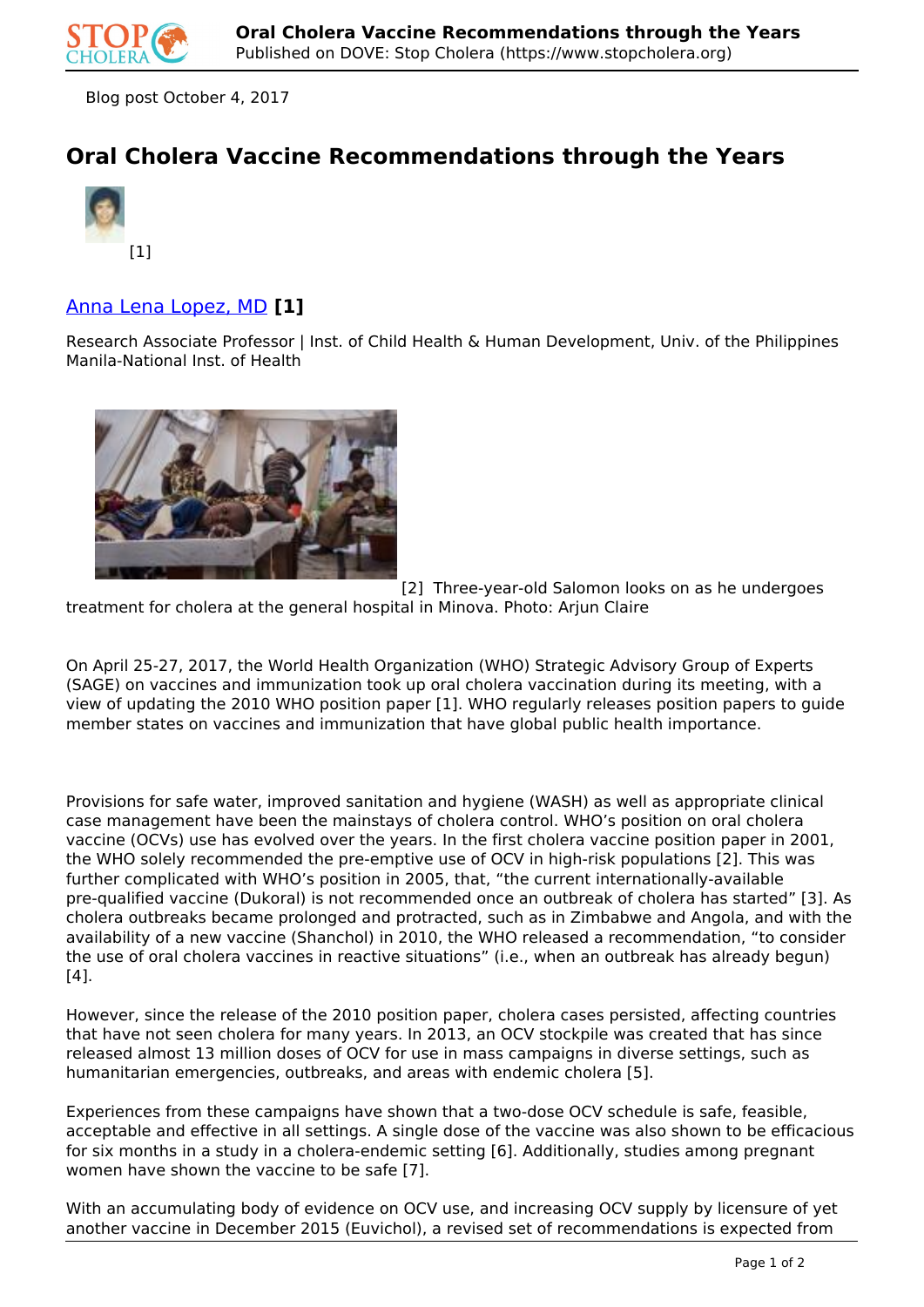Blog post October 4, 2017

# Oral Cholera Vaccine Recommendations through the Years

[1]

## Anna Lena Lopez, MD **[1]**

Research Associate Professor | Inst. of Child Health & Human Development, Univ. of the Philippines Manila-National Inst. of Health

[2] Three-year-old Salomon looks on as he undergoes treatment for cholera at the general hospital in Minova. Photo: Arjun Claire

On April 25-27, 2017, the World Health Organization (WHO) Strategic Advisory Group of Experts (SAGE) on vaccines and immunization took up oral cholera vaccination during its meeting, with a view of updating the 2010 WHO position paper [1]. WHO regularly releases position papers to guide member states on vaccines and immunization that have global public health importance.

Provisions for safe water, improved sanitation and hygiene (WASH) as well as appropriate clinical case management have been the mainstays of cholera control. WHO's position on oral cholera vaccine (OCVs) use has evolved over the years. In the first cholera vaccine position paper in 2001, the WHO solely recommended the pre-emptive use of OCV in high-risk populations [2]. This was further complicated with WHO's position in 2005, that, "the current internationally-available pre-qualified vaccine (Dukoral) is not recommended once an outbreak of cholera has started" [3]. As cholera outbreaks became prolonged and protracted, such as in Zimbabwe and Angola, and with the availability of a new vaccine (Shanchol) in 2010, the WHO released a recommendation, "to consider the use of oral cholera vaccines in reactive situations" (i.e., when an outbreak has already begun) [4].

However, since the release of the 2010 position paper, cholera cases persisted, affecting countries that have not seen cholera for many years. In 2013, an OCV stockpile was created that has since released almost 13 million doses of OCV for use in mass campaigns in diverse settings, such as humanitarian emergencies, outbreaks, and areas with endemic cholera [5].

Experiences from these campaigns have shown that a two-dose OCV schedule is safe, feasible, acceptable and effective in all settings. A single dose of the vaccine was also shown to be efficacious for six months in a study in a cholera-endemic setting [6]. Additionally, studies among pregnant women have shown the vaccine to be safe [7].

With an accumulating body of evidence on OCV use, and increasing OCV supply by licensure of yet another vaccine in December 2015 (Euvichol), a revised set of recommendations is expected from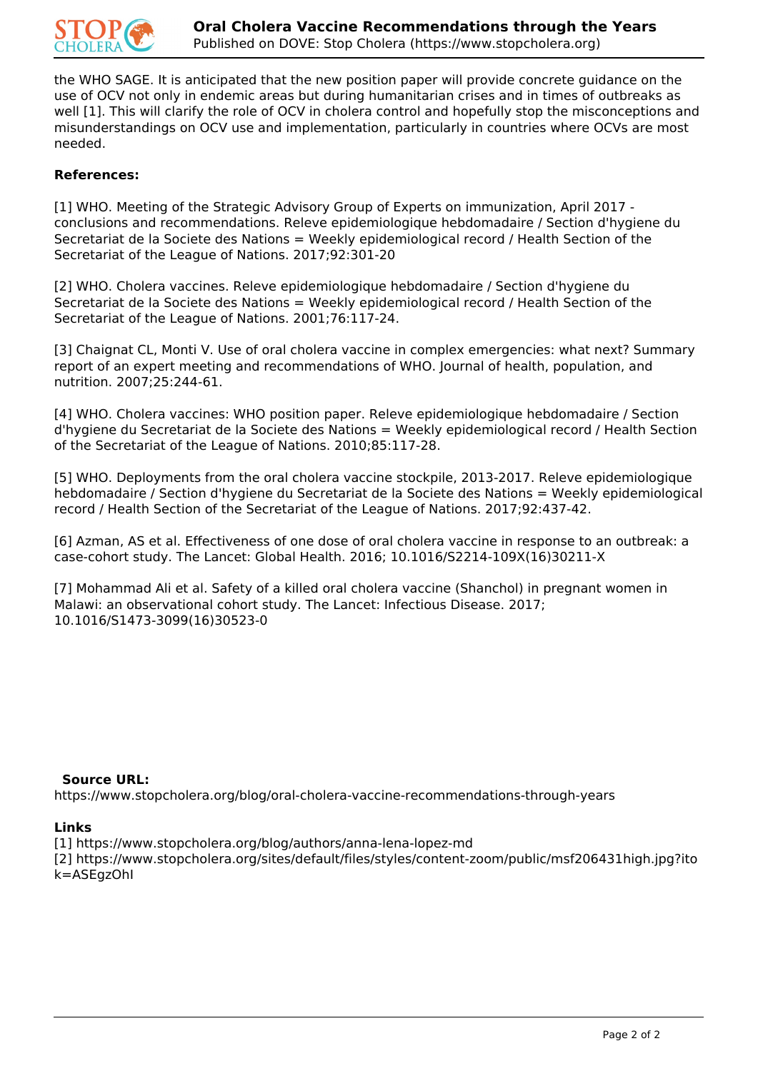the WHO SAGE. It is anticipated that the new position paper will provide concrete guidance on the use of OCV not only in endemic areas but during humanitarian crises and in times of outbreaks as well [1]. This will clarify the role of OCV in cholera control and hopefully stop the misconceptions and misunderstandings on OCV use and implementation, particularly in countries where OCVs are most needed.

**References:**

[1] WHO. Meeting of the Strategic Advisory Group of Experts on immunization, April 2017 - conclusions and recommendations. Releve epidemiologique hebdomadaire / Section d'hygiene du Secretariat de la Societe des Nations = Weekly epidemiological record / Health Section of the Secretariat of the League of Nations. 2017;92:301-20

[2] WHO. Cholera vaccines. Releve epidemiologique hebdomadaire / Section d'hygiene du Secretariat de la Societe des Nations = Weekly epidemiological record / Health Section of the Secretariat of the League of Nations. 2001;76:117-24.

[3] Chaignat CL, Monti V. Use of oral cholera vaccine in complex emergencies: what next? Summary report of an expert meeting and recommendations of WHO. Journal of health, population, and nutrition. 2007;25:244-61.

[4] WHO. Cholera vaccines: WHO position paper. Releve epidemiologique hebdomadaire / Section d'hygiene du Secretariat de la Societe des Nations = Weekly epidemiological record / Health Section of the Secretariat of the League of Nations. 2010;85:117-28.

[5] WHO. Deployments from the oral cholera vaccine stockpile, 2013-2017. Releve epidemiologique hebdomadaire / Section d'hygiene du Secretariat de la Societe des Nations = Weekly epidemiological record / Health Section of the Secretariat of the League of Nations. 2017;92:437-42.

[6] Azman, AS et al. Effectiveness of one dose of oral cholera vaccine in response to an outbreak: a case-cohort study. The Lancet: Global Health. 2016; 10.1016/S2214-109X(16)30211-X

[7] Mohammad Ali et al. Safety of a killed oral cholera vaccine (Shanchol) in pregnant women in Malawi: an observational cohort study. The Lancet: Infectious Disease. 2017; 10.1016/S1473-3099(16)30523-0

**Source URL:** https://www.stopcholera.org/blog/oral-cholera-vaccine-recommendations-through-years

**Links**

[1] https://www.stopcholera.org/blog/authors/anna-lena-lopez-md
[2] https://www.stopcholera.org/sites/default/files/styles/content-zoom/public/msf206431high.jpg?itok=ASEgzOhI